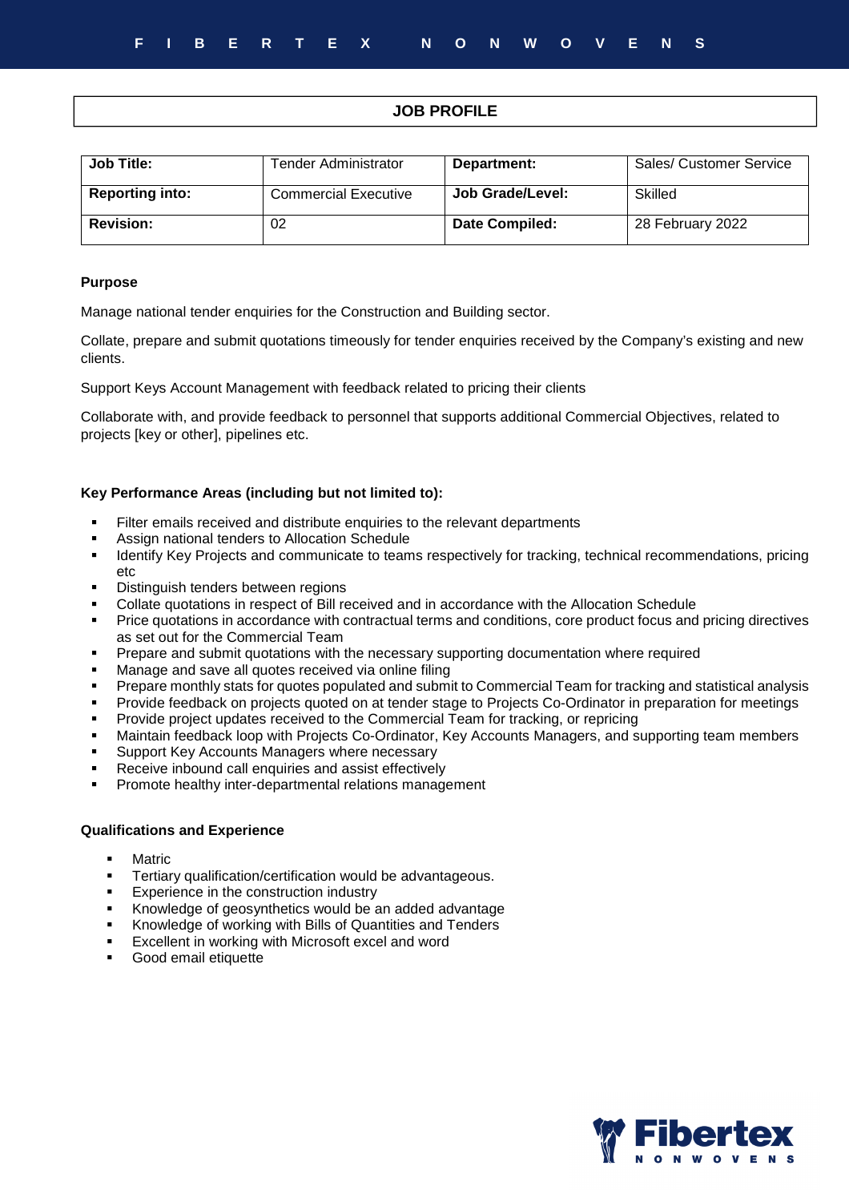# JOB PROFILE

| Job Title: | Tender Administrator | Department: | Sales/ Customer Service |
|---|---|---|---|
| Reporting into: | Commercial Executive | Job Grade/Level: | Skilled |
| Revision: | 02 | Date Compiled: | 28 February 2022 |

**Purpose**

Manage national tender enquiries for the Construction and Building sector.

Collate, prepare and submit quotations timeously for tender enquiries received by the Company's existing and new clients.

Support Keys Account Management with feedback related to pricing their clients

Collaborate with, and provide feedback to personnel that supports additional Commercial Objectives, related to projects [key or other], pipelines etc.

**Key Performance Areas (including but not limited to):**

- Filter emails received and distribute enquiries to the relevant departments
- Assign national tenders to Allocation Schedule
- Identify Key Projects and communicate to teams respectively for tracking, technical recommendations, pricing etc
- Distinguish tenders between regions
- Collate quotations in respect of Bill received and in accordance with the Allocation Schedule
- Price quotations in accordance with contractual terms and conditions, core product focus and pricing directives as set out for the Commercial Team
- Prepare and submit quotations with the necessary supporting documentation where required
- Manage and save all quotes received via online filing
- Prepare monthly stats for quotes populated and submit to Commercial Team for tracking and statistical analysis
- Provide feedback on projects quoted on at tender stage to Projects Co-Ordinator in preparation for meetings
- Provide project updates received to the Commercial Team for tracking, or repricing
- Maintain feedback loop with Projects Co-Ordinator, Key Accounts Managers, and supporting team members
- Support Key Accounts Managers where necessary
- Receive inbound call enquiries and assist effectively
- Promote healthy inter-departmental relations management

**Qualifications and Experience**

- Matric
- Tertiary qualification/certification would be advantageous.
- Experience in the construction industry
- Knowledge of geosynthetics would be an added advantage
- Knowledge of working with Bills of Quantities and Tenders
- Excellent in working with Microsoft excel and word
- Good email etiquette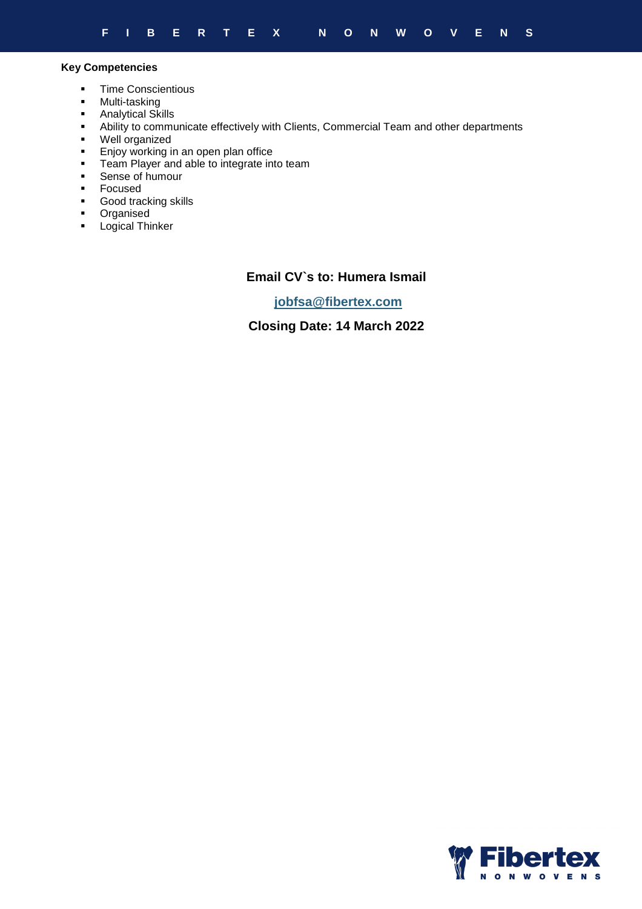**Key Competencies**

- Time Conscientious
- Multi-tasking
- Analytical Skills
- Ability to communicate effectively with Clients, Commercial Team and other departments
- Well organized
- Enjoy working in an open plan office
- Team Player and able to integrate into team
- Sense of humour
- Focused
- Good tracking skills
- Organised
- Logical Thinker

**Email CV`s to: Humera Ismail**

**jobfsa@fibertex.com**

**Closing Date: 14 March 2022**